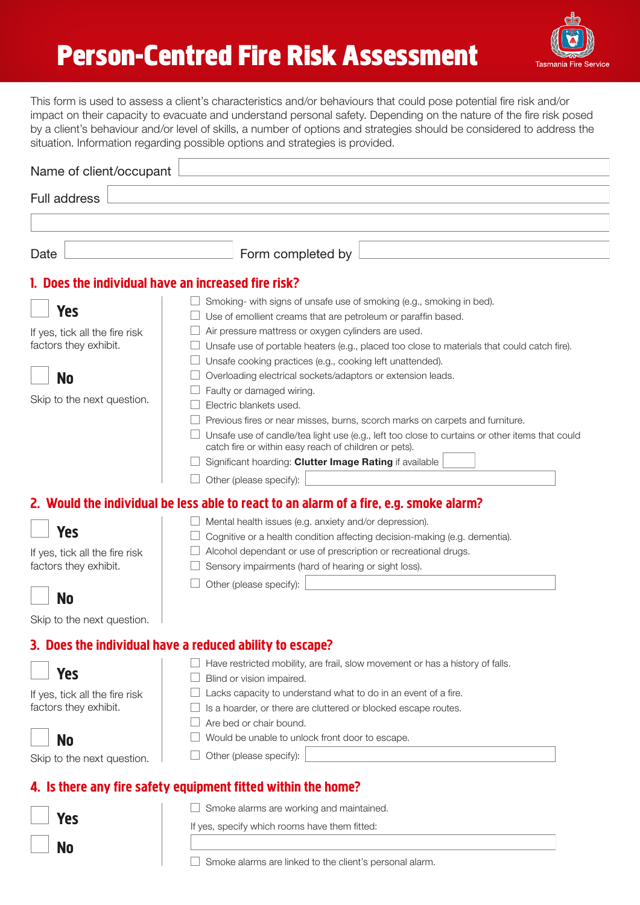# Person-Centred Fire Risk Assessment

Tasmania Fire Service

This form is used to assess a client's characteristics and/or behaviours that could pose potential fire risk and/or impact on their capacity to evacuate and understand personal safety. Depending on the nature of the fire risk posed by a client's behaviour and/or level of skills, a number of options and strategies should be considered to address the situation. Information regarding possible options and strategies is provided.

Name of client/occupant ______________________

Full address ______________________

______________________

Date ______________ Form completed by ______________________

## 1. Does the individual have an increased fire risk?

☐ **Yes**

If yes, tick all the fire risk factors they exhibit.

☐ **No**

Skip to the next question.

- ☐ Smoking- with signs of unsafe use of smoking (e.g., smoking in bed).
- ☐ Use of emollient creams that are petroleum or paraffin based.
- ☐ Air pressure mattress or oxygen cylinders are used.
- ☐ Unsafe use of portable heaters (e.g., placed too close to materials that could catch fire).
- ☐ Unsafe cooking practices (e.g., cooking left unattended).
- ☐ Overloading electrical sockets/adaptors or extension leads.
- ☐ Faulty or damaged wiring.
- ☐ Electric blankets used.
- ☐ Previous fires or near misses, burns, scorch marks on carpets and furniture.
- ☐ Unsafe use of candle/tea light use (e.g., left too close to curtains or other items that could catch fire or within easy reach of children or pets).
- ☐ Significant hoarding: **Clutter Image Rating** if available ______
- ☐ Other (please specify): ______________________

## 2. Would the individual be less able to react to an alarm of a fire, e.g. smoke alarm?

☐ **Yes**

If yes, tick all the fire risk factors they exhibit.

☐ **No**

Skip to the next question.

- ☐ Mental health issues (e.g. anxiety and/or depression).
- ☐ Cognitive or a health condition affecting decision-making (e.g. dementia).
- ☐ Alcohol dependant or use of prescription or recreational drugs.
- ☐ Sensory impairments (hard of hearing or sight loss).
- ☐ Other (please specify): ______________________

## 3. Does the individual have a reduced ability to escape?

☐ **Yes**

If yes, tick all the fire risk factors they exhibit.

☐ **No**

Skip to the next question.

- ☐ Have restricted mobility, are frail, slow movement or has a history of falls.
- ☐ Blind or vision impaired.
- ☐ Lacks capacity to understand what to do in an event of a fire.
- ☐ Is a hoarder, or there are cluttered or blocked escape routes.
- ☐ Are bed or chair bound.
- ☐ Would be unable to unlock front door to escape.
- ☐ Other (please specify): ______________________

## 4. Is there any fire safety equipment fitted within the home?

☐ **Yes**

☐ **No**

- ☐ Smoke alarms are working and maintained.

  If yes, specify which rooms have them fitted:

  ______________________

- ☐ Smoke alarms are linked to the client's personal alarm.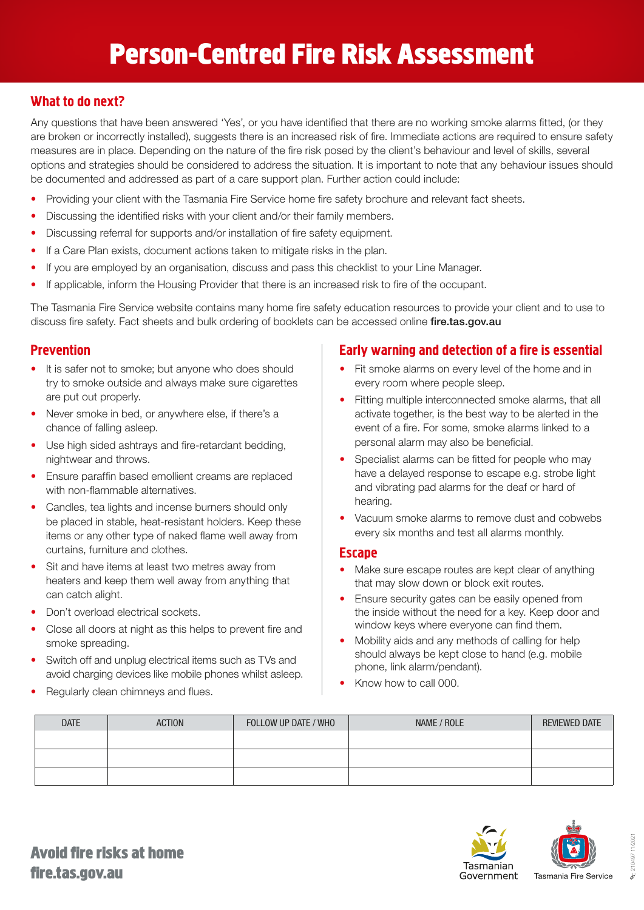# Person-Centred Fire Risk Assessment

## What to do next?

Any questions that have been answered 'Yes', or you have identified that there are no working smoke alarms fitted, (or they are broken or incorrectly installed), suggests there is an increased risk of fire. Immediate actions are required to ensure safety measures are in place. Depending on the nature of the fire risk posed by the client's behaviour and level of skills, several options and strategies should be considered to address the situation. It is important to note that any behaviour issues should be documented and addressed as part of a care support plan. Further action could include:

- Providing your client with the Tasmania Fire Service home fire safety brochure and relevant fact sheets.
- Discussing the identified risks with your client and/or their family members.
- Discussing referral for supports and/or installation of fire safety equipment.
- If a Care Plan exists, document actions taken to mitigate risks in the plan.
- If you are employed by an organisation, discuss and pass this checklist to your Line Manager.
- If applicable, inform the Housing Provider that there is an increased risk to fire of the occupant.

The Tasmania Fire Service website contains many home fire safety education resources to provide your client and to use to discuss fire safety. Fact sheets and bulk ordering of booklets can be accessed online **fire.tas.gov.au**

## Prevention

- It is safer not to smoke; but anyone who does should try to smoke outside and always make sure cigarettes are put out properly.
- Never smoke in bed, or anywhere else, if there's a chance of falling asleep.
- Use high sided ashtrays and fire-retardant bedding, nightwear and throws.
- Ensure paraffin based emollient creams are replaced with non-flammable alternatives.
- Candles, tea lights and incense burners should only be placed in stable, heat-resistant holders. Keep these items or any other type of naked flame well away from curtains, furniture and clothes.
- Sit and have items at least two metres away from heaters and keep them well away from anything that can catch alight.
- Don't overload electrical sockets.
- Close all doors at night as this helps to prevent fire and smoke spreading.
- Switch off and unplug electrical items such as TVs and avoid charging devices like mobile phones whilst asleep.
- Regularly clean chimneys and flues.

## Early warning and detection of a fire is essential

- Fit smoke alarms on every level of the home and in every room where people sleep.
- Fitting multiple interconnected smoke alarms, that all activate together, is the best way to be alerted in the event of a fire. For some, smoke alarms linked to a personal alarm may also be beneficial.
- Specialist alarms can be fitted for people who may have a delayed response to escape e.g. strobe light and vibrating pad alarms for the deaf or hard of hearing.
- Vacuum smoke alarms to remove dust and cobwebs every six months and test all alarms monthly.

## Escape

- Make sure escape routes are kept clear of anything that may slow down or block exit routes.
- Ensure security gates can be easily opened from the inside without the need for a key. Keep door and window keys where everyone can find them.
- Mobility aids and any methods of calling for help should always be kept close to hand (e.g. mobile phone, link alarm/pendant).
- Know how to call 000.

| DATE | ACTION | FOLLOW UP DATE / WHO | NAME / ROLE | REVIEWED DATE |
|---|---|---|---|---|
| | | | | |
| | | | | |
| | | | | |

**Avoid fire risks at home**
**fire.tas.gov.au**

Tasmanian Government

Tasmania Fire Service